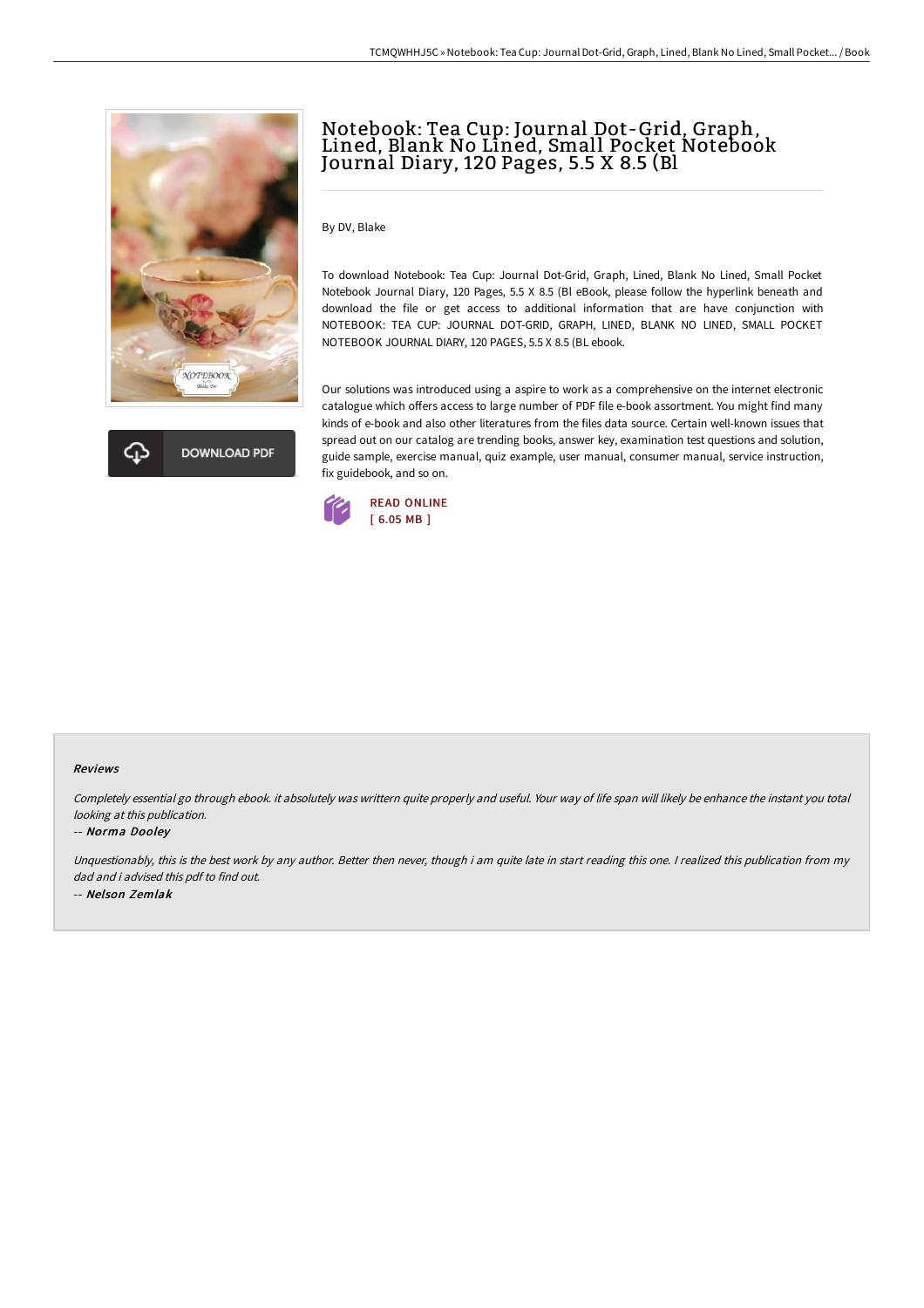# Notebook: Tea Cup: Journal Dot-Grid, Graph, Lined, Blank No Lined, Small Pocket Notebook Journal Diary, 120 Pages, 5.5 X 8.5 (Bl

DOWNLOAD PDF

By DV, Blake

To download Notebook: Tea Cup: Journal Dot-Grid, Graph, Lined, Blank No Lined, Small Pocket Notebook Journal Diary, 120 Pages, 5.5 X 8.5 (Bl eBook, please follow the hyperlink beneath and download the file or get access to additional information that are have conjunction with NOTEBOOK: TEA CUP: JOURNAL DOT-GRID, GRAPH, LINED, BLANK NO LINED, SMALL POCKET NOTEBOOK JOURNAL DIARY, 120 PAGES, 5.5 X 8.5 (BL ebook.

Our solutions was introduced using a aspire to work as a comprehensive on the internet electronic catalogue which offers access to large number of PDF file e-book assortment. You might find many kinds of e-book and also other literatures from the files data source. Certain well-known issues that spread out on our catalog are trending books, answer key, examination test questions and solution, guide sample, exercise manual, quiz example, user manual, consumer manual, service instruction, fix guidebook, and so on.

READ ONLINE
[ 6.05 MB ]

#### Reviews

*Completely essential go through ebook. it absolutely was writtern quite properly and useful. Your way of life span will likely be enhance the instant you total looking at this publication.*

-- ***Norma Dooley***

*Unquestionably, this is the best work by any author. Better then never, though i am quite late in start reading this one. I realized this publication from my dad and i advised this pdf to find out.*

-- ***Nelson Zemlak***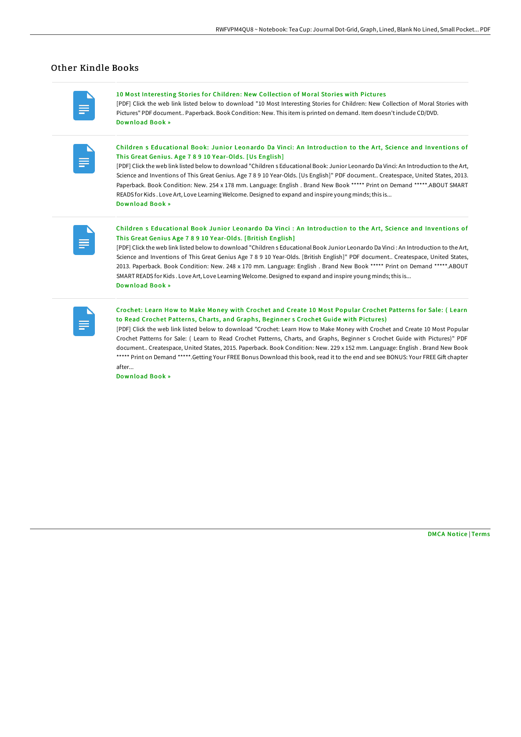## Other Kindle Books

### 10 Most Interesting Stories for Children: New Collection of Moral Stories with Pictures

[PDF] Click the web link listed below to download "10 Most Interesting Stories for Children: New Collection of Moral Stories with Pictures" PDF document.. Paperback. Book Condition: New. This item is printed on demand. Item doesn't include CD/DVD.
Download Book »

### Children s Educational Book: Junior Leonardo Da Vinci: An Introduction to the Art, Science and Inventions of This Great Genius. Age 7 8 9 10 Year-Olds. [Us English]

[PDF] Click the web link listed below to download "Children s Educational Book: Junior Leonardo Da Vinci: An Introduction to the Art, Science and Inventions of This Great Genius. Age 7 8 9 10 Year-Olds. [Us English]" PDF document.. Createspace, United States, 2013. Paperback. Book Condition: New. 254 x 178 mm. Language: English . Brand New Book ***** Print on Demand *****.ABOUT SMART READS for Kids . Love Art, Love Learning Welcome. Designed to expand and inspire young minds; this is...
Download Book »

### Children s Educational Book Junior Leonardo Da Vinci : An Introduction to the Art, Science and Inventions of This Great Genius Age 7 8 9 10 Year-Olds. [British English]

[PDF] Click the web link listed below to download "Children s Educational Book Junior Leonardo Da Vinci : An Introduction to the Art, Science and Inventions of This Great Genius Age 7 8 9 10 Year-Olds. [British English]" PDF document.. Createspace, United States, 2013. Paperback. Book Condition: New. 248 x 170 mm. Language: English . Brand New Book ***** Print on Demand *****.ABOUT SMART READS for Kids . Love Art, Love Learning Welcome. Designed to expand and inspire young minds; this is...
Download Book »

### Crochet: Learn How to Make Money with Crochet and Create 10 Most Popular Crochet Patterns for Sale: ( Learn to Read Crochet Patterns, Charts, and Graphs, Beginner s Crochet Guide with Pictures)

[PDF] Click the web link listed below to download "Crochet: Learn How to Make Money with Crochet and Create 10 Most Popular Crochet Patterns for Sale: ( Learn to Read Crochet Patterns, Charts, and Graphs, Beginner s Crochet Guide with Pictures)" PDF document.. Createspace, United States, 2015. Paperback. Book Condition: New. 229 x 152 mm. Language: English . Brand New Book ***** Print on Demand *****.Getting Your FREE Bonus Download this book, read it to the end and see BONUS: Your FREE Gift chapter after...
Download Book »